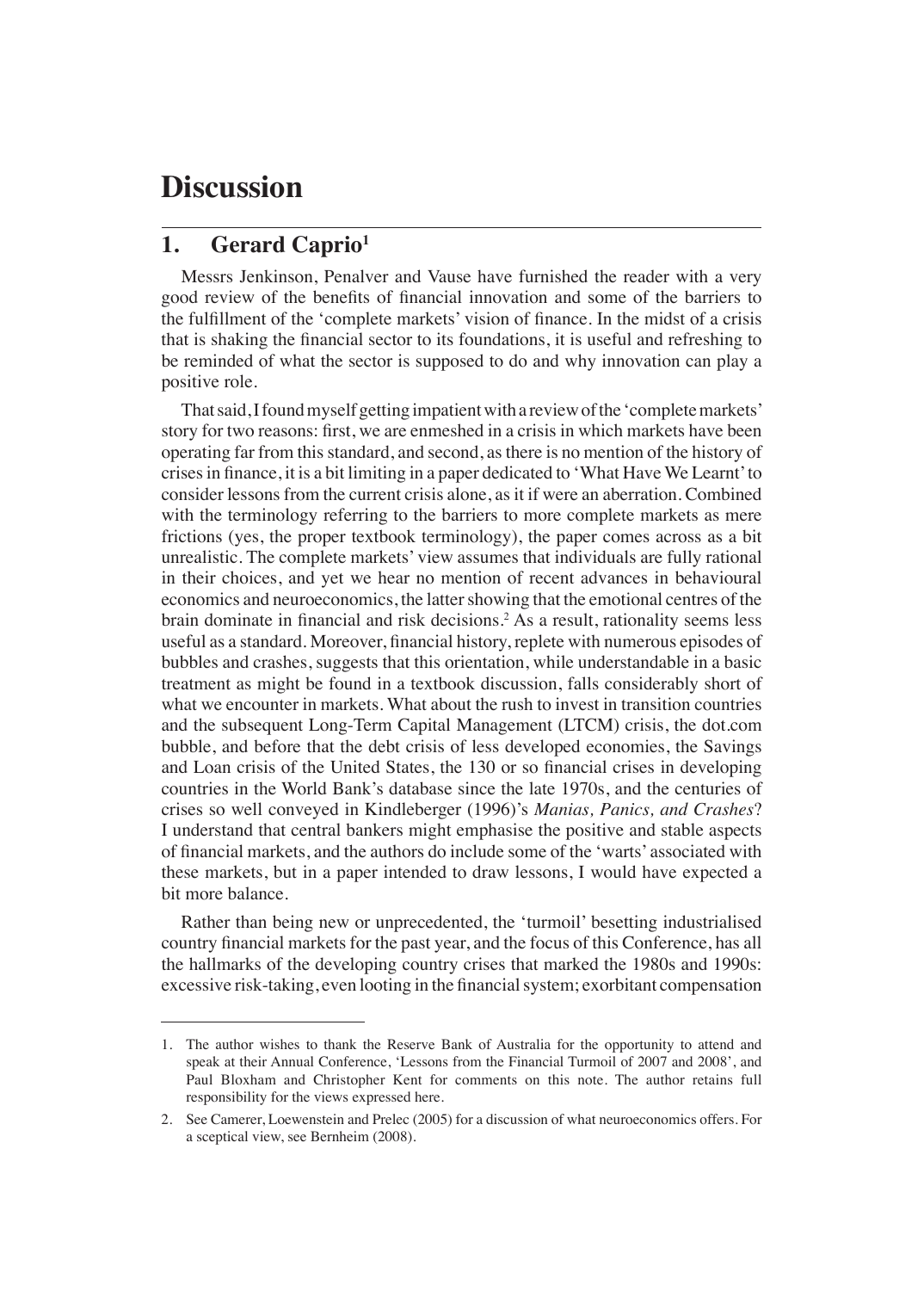# Discussion

## 1. Gerard Caprio[1]

Messrs Jenkinson, Penalver and Vause have furnished the reader with a very good review of the benefits of financial innovation and some of the barriers to the fulfillment of the 'complete markets' vision of finance. In the midst of a crisis that is shaking the financial sector to its foundations, it is useful and refreshing to be reminded of what the sector is supposed to do and why innovation can play a positive role.

That said, I found myself getting impatient with a review of the 'complete markets' story for two reasons: first, we are enmeshed in a crisis in which markets have been operating far from this standard, and second, as there is no mention of the history of crises in finance, it is a bit limiting in a paper dedicated to 'What Have We Learnt' to consider lessons from the current crisis alone, as it if were an aberration. Combined with the terminology referring to the barriers to more complete markets as mere frictions (yes, the proper textbook terminology), the paper comes across as a bit unrealistic. The complete markets' view assumes that individuals are fully rational in their choices, and yet we hear no mention of recent advances in behavioural economics and neuroeconomics, the latter showing that the emotional centres of the brain dominate in financial and risk decisions.[2] As a result, rationality seems less useful as a standard. Moreover, financial history, replete with numerous episodes of bubbles and crashes, suggests that this orientation, while understandable in a basic treatment as might be found in a textbook discussion, falls considerably short of what we encounter in markets. What about the rush to invest in transition countries and the subsequent Long-Term Capital Management (LTCM) crisis, the dot.com bubble, and before that the debt crisis of less developed economies, the Savings and Loan crisis of the United States, the 130 or so financial crises in developing countries in the World Bank's database since the late 1970s, and the centuries of crises so well conveyed in Kindleberger (1996)'s *Manias, Panics, and Crashes*? I understand that central bankers might emphasise the positive and stable aspects of financial markets, and the authors do include some of the 'warts' associated with these markets, but in a paper intended to draw lessons, I would have expected a bit more balance.

Rather than being new or unprecedented, the 'turmoil' besetting industrialised country financial markets for the past year, and the focus of this Conference, has all the hallmarks of the developing country crises that marked the 1980s and 1990s: excessive risk-taking, even looting in the financial system; exorbitant compensation

---

1. The author wishes to thank the Reserve Bank of Australia for the opportunity to attend and speak at their Annual Conference, 'Lessons from the Financial Turmoil of 2007 and 2008', and Paul Bloxham and Christopher Kent for comments on this note. The author retains full responsibility for the views expressed here.

2. See Camerer, Loewenstein and Prelec (2005) for a discussion of what neuroeconomics offers. For a sceptical view, see Bernheim (2008).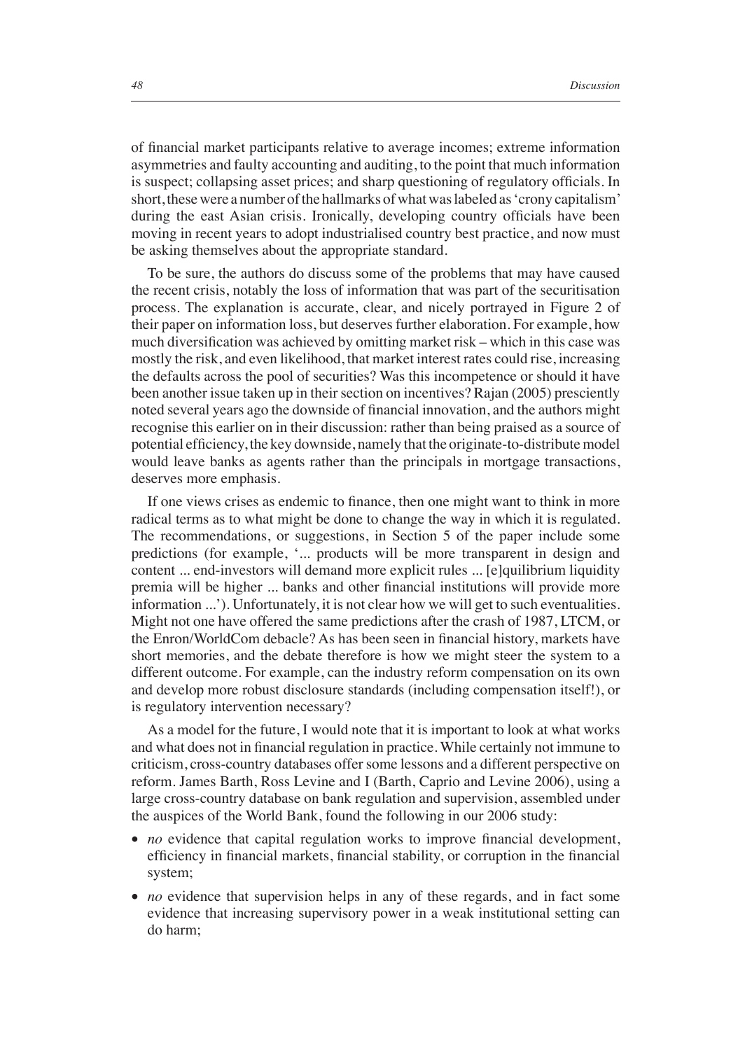of financial market participants relative to average incomes; extreme information asymmetries and faulty accounting and auditing, to the point that much information is suspect; collapsing asset prices; and sharp questioning of regulatory officials. In short, these were a number of the hallmarks of what was labeled as 'crony capitalism' during the east Asian crisis. Ironically, developing country officials have been moving in recent years to adopt industrialised country best practice, and now must be asking themselves about the appropriate standard.

To be sure, the authors do discuss some of the problems that may have caused the recent crisis, notably the loss of information that was part of the securitisation process. The explanation is accurate, clear, and nicely portrayed in Figure 2 of their paper on information loss, but deserves further elaboration. For example, how much diversification was achieved by omitting market risk – which in this case was mostly the risk, and even likelihood, that market interest rates could rise, increasing the defaults across the pool of securities? Was this incompetence or should it have been another issue taken up in their section on incentives? Rajan (2005) presciently noted several years ago the downside of financial innovation, and the authors might recognise this earlier on in their discussion: rather than being praised as a source of potential efficiency, the key downside, namely that the originate-to-distribute model would leave banks as agents rather than the principals in mortgage transactions, deserves more emphasis.

If one views crises as endemic to finance, then one might want to think in more radical terms as to what might be done to change the way in which it is regulated. The recommendations, or suggestions, in Section 5 of the paper include some predictions (for example, '... products will be more transparent in design and content ... end-investors will demand more explicit rules ... [e]quilibrium liquidity premia will be higher ... banks and other financial institutions will provide more information ...'). Unfortunately, it is not clear how we will get to such eventualities. Might not one have offered the same predictions after the crash of 1987, LTCM, or the Enron/WorldCom debacle? As has been seen in financial history, markets have short memories, and the debate therefore is how we might steer the system to a different outcome. For example, can the industry reform compensation on its own and develop more robust disclosure standards (including compensation itself!), or is regulatory intervention necessary?

As a model for the future, I would note that it is important to look at what works and what does not in financial regulation in practice. While certainly not immune to criticism, cross-country databases offer some lessons and a different perspective on reform. James Barth, Ross Levine and I (Barth, Caprio and Levine 2006), using a large cross-country database on bank regulation and supervision, assembled under the auspices of the World Bank, found the following in our 2006 study:

- *no* evidence that capital regulation works to improve financial development, efficiency in financial markets, financial stability, or corruption in the financial system;
- *no* evidence that supervision helps in any of these regards, and in fact some evidence that increasing supervisory power in a weak institutional setting can do harm;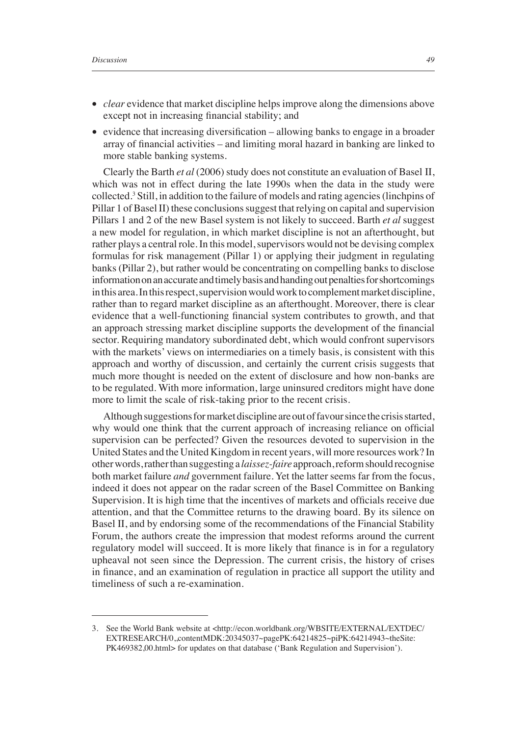- *clear* evidence that market discipline helps improve along the dimensions above except not in increasing financial stability; and
- evidence that increasing diversification – allowing banks to engage in a broader array of financial activities – and limiting moral hazard in banking are linked to more stable banking systems.

Clearly the Barth *et al* (2006) study does not constitute an evaluation of Basel II, which was not in effect during the late 1990s when the data in the study were collected.[3] Still, in addition to the failure of models and rating agencies (linchpins of Pillar 1 of Basel II) these conclusions suggest that relying on capital and supervision Pillars 1 and 2 of the new Basel system is not likely to succeed. Barth *et al* suggest a new model for regulation, in which market discipline is not an afterthought, but rather plays a central role. In this model, supervisors would not be devising complex formulas for risk management (Pillar 1) or applying their judgment in regulating banks (Pillar 2), but rather would be concentrating on compelling banks to disclose information on an accurate and timely basis and handing out penalties for shortcomings in this area. In this respect, supervision would work to complement market discipline, rather than to regard market discipline as an afterthought. Moreover, there is clear evidence that a well-functioning financial system contributes to growth, and that an approach stressing market discipline supports the development of the financial sector. Requiring mandatory subordinated debt, which would confront supervisors with the markets' views on intermediaries on a timely basis, is consistent with this approach and worthy of discussion, and certainly the current crisis suggests that much more thought is needed on the extent of disclosure and how non-banks are to be regulated. With more information, large uninsured creditors might have done more to limit the scale of risk-taking prior to the recent crisis.

Although suggestions for market discipline are out of favour since the crisis started, why would one think that the current approach of increasing reliance on official supervision can be perfected? Given the resources devoted to supervision in the United States and the United Kingdom in recent years, will more resources work? In other words, rather than suggesting a *laissez-faire* approach, reform should recognise both market failure *and* government failure. Yet the latter seems far from the focus, indeed it does not appear on the radar screen of the Basel Committee on Banking Supervision. It is high time that the incentives of markets and officials receive due attention, and that the Committee returns to the drawing board. By its silence on Basel II, and by endorsing some of the recommendations of the Financial Stability Forum, the authors create the impression that modest reforms around the current regulatory model will succeed. It is more likely that finance is in for a regulatory upheaval not seen since the Depression. The current crisis, the history of crises in finance, and an examination of regulation in practice all support the utility and timeliness of such a re-examination.

---

3. See the World Bank website at <http://econ.worldbank.org/WBSITE/EXTERNAL/EXTDEC/EXTRESEARCH/0,,contentMDK:20345037~pagePK:64214825~piPK:64214943~theSite:PK469382,00.html> for updates on that database ('Bank Regulation and Supervision').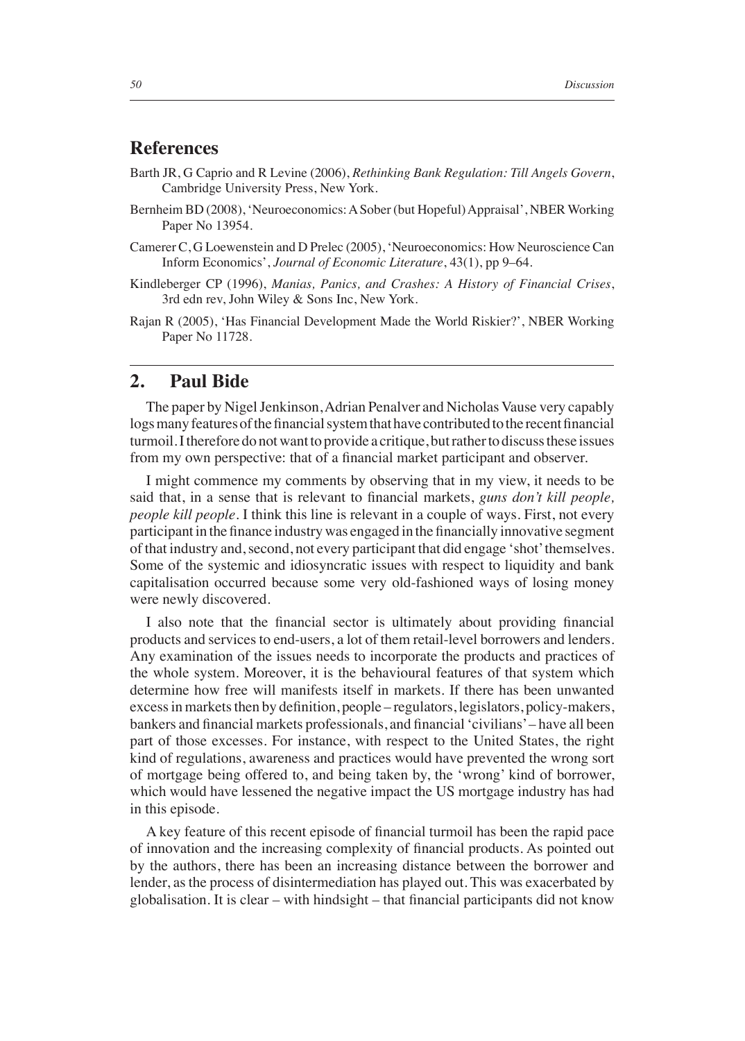## References

Barth JR, G Caprio and R Levine (2006), *Rethinking Bank Regulation: Till Angels Govern*, Cambridge University Press, New York.

Bernheim BD (2008), 'Neuroeconomics: A Sober (but Hopeful) Appraisal', NBER Working Paper No 13954.

Camerer C, G Loewenstein and D Prelec (2005), 'Neuroeconomics: How Neuroscience Can Inform Economics', *Journal of Economic Literature*, 43(1), pp 9–64.

Kindleberger CP (1996), *Manias, Panics, and Crashes: A History of Financial Crises*, 3rd edn rev, John Wiley & Sons Inc, New York.

Rajan R (2005), 'Has Financial Development Made the World Riskier?', NBER Working Paper No 11728.

## 2. Paul Bide

The paper by Nigel Jenkinson, Adrian Penalver and Nicholas Vause very capably logs many features of the financial system that have contributed to the recent financial turmoil. I therefore do not want to provide a critique, but rather to discuss these issues from my own perspective: that of a financial market participant and observer.

I might commence my comments by observing that in my view, it needs to be said that, in a sense that is relevant to financial markets, *guns don't kill people, people kill people*. I think this line is relevant in a couple of ways. First, not every participant in the finance industry was engaged in the financially innovative segment of that industry and, second, not every participant that did engage 'shot' themselves. Some of the systemic and idiosyncratic issues with respect to liquidity and bank capitalisation occurred because some very old-fashioned ways of losing money were newly discovered.

I also note that the financial sector is ultimately about providing financial products and services to end-users, a lot of them retail-level borrowers and lenders. Any examination of the issues needs to incorporate the products and practices of the whole system. Moreover, it is the behavioural features of that system which determine how free will manifests itself in markets. If there has been unwanted excess in markets then by definition, people – regulators, legislators, policy-makers, bankers and financial markets professionals, and financial 'civilians' – have all been part of those excesses. For instance, with respect to the United States, the right kind of regulations, awareness and practices would have prevented the wrong sort of mortgage being offered to, and being taken by, the 'wrong' kind of borrower, which would have lessened the negative impact the US mortgage industry has had in this episode.

A key feature of this recent episode of financial turmoil has been the rapid pace of innovation and the increasing complexity of financial products. As pointed out by the authors, there has been an increasing distance between the borrower and lender, as the process of disintermediation has played out. This was exacerbated by globalisation. It is clear – with hindsight – that financial participants did not know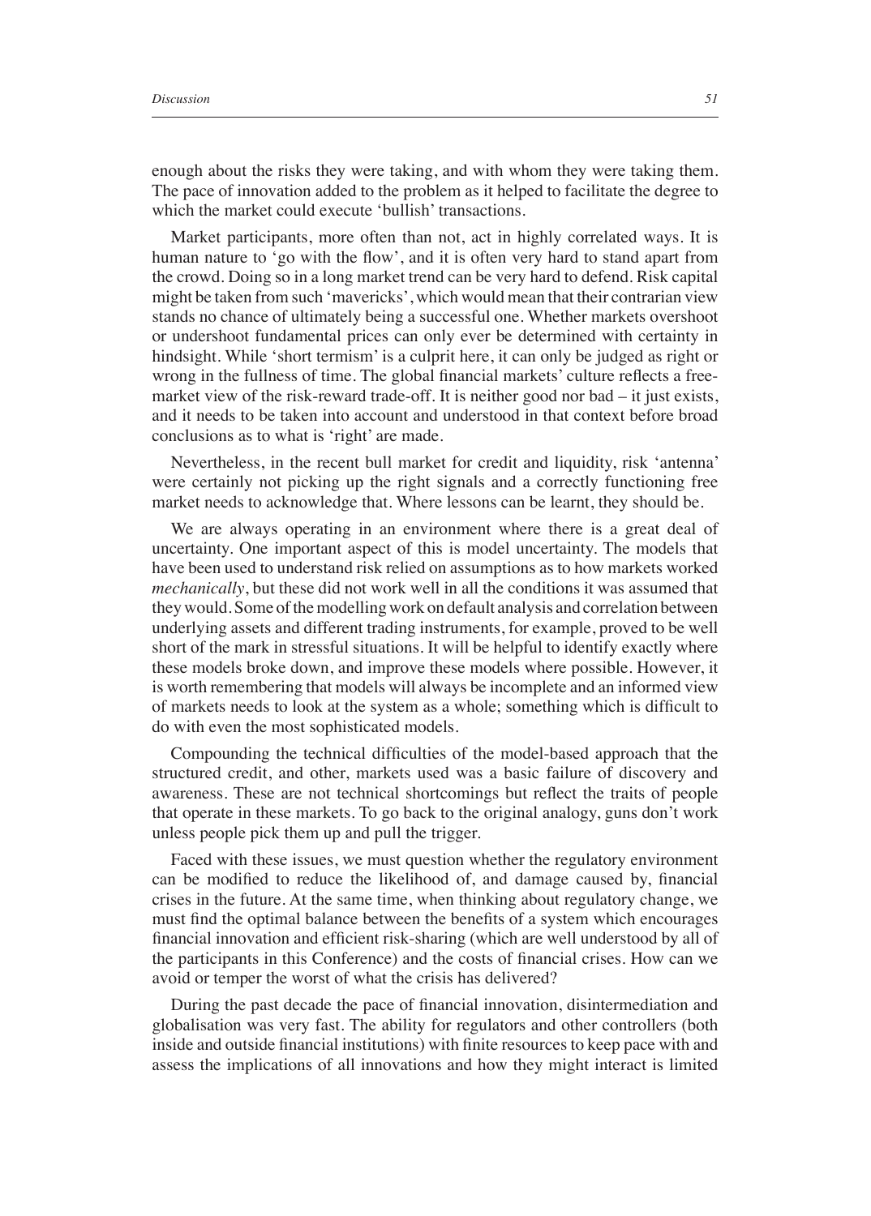enough about the risks they were taking, and with whom they were taking them. The pace of innovation added to the problem as it helped to facilitate the degree to which the market could execute 'bullish' transactions.

Market participants, more often than not, act in highly correlated ways. It is human nature to 'go with the flow', and it is often very hard to stand apart from the crowd. Doing so in a long market trend can be very hard to defend. Risk capital might be taken from such 'mavericks', which would mean that their contrarian view stands no chance of ultimately being a successful one. Whether markets overshoot or undershoot fundamental prices can only ever be determined with certainty in hindsight. While 'short termism' is a culprit here, it can only be judged as right or wrong in the fullness of time. The global financial markets' culture reflects a free-market view of the risk-reward trade-off. It is neither good nor bad – it just exists, and it needs to be taken into account and understood in that context before broad conclusions as to what is 'right' are made.

Nevertheless, in the recent bull market for credit and liquidity, risk 'antenna' were certainly not picking up the right signals and a correctly functioning free market needs to acknowledge that. Where lessons can be learnt, they should be.

We are always operating in an environment where there is a great deal of uncertainty. One important aspect of this is model uncertainty. The models that have been used to understand risk relied on assumptions as to how markets worked *mechanically*, but these did not work well in all the conditions it was assumed that they would. Some of the modelling work on default analysis and correlation between underlying assets and different trading instruments, for example, proved to be well short of the mark in stressful situations. It will be helpful to identify exactly where these models broke down, and improve these models where possible. However, it is worth remembering that models will always be incomplete and an informed view of markets needs to look at the system as a whole; something which is difficult to do with even the most sophisticated models.

Compounding the technical difficulties of the model-based approach that the structured credit, and other, markets used was a basic failure of discovery and awareness. These are not technical shortcomings but reflect the traits of people that operate in these markets. To go back to the original analogy, guns don't work unless people pick them up and pull the trigger.

Faced with these issues, we must question whether the regulatory environment can be modified to reduce the likelihood of, and damage caused by, financial crises in the future. At the same time, when thinking about regulatory change, we must find the optimal balance between the benefits of a system which encourages financial innovation and efficient risk-sharing (which are well understood by all of the participants in this Conference) and the costs of financial crises. How can we avoid or temper the worst of what the crisis has delivered?

During the past decade the pace of financial innovation, disintermediation and globalisation was very fast. The ability for regulators and other controllers (both inside and outside financial institutions) with finite resources to keep pace with and assess the implications of all innovations and how they might interact is limited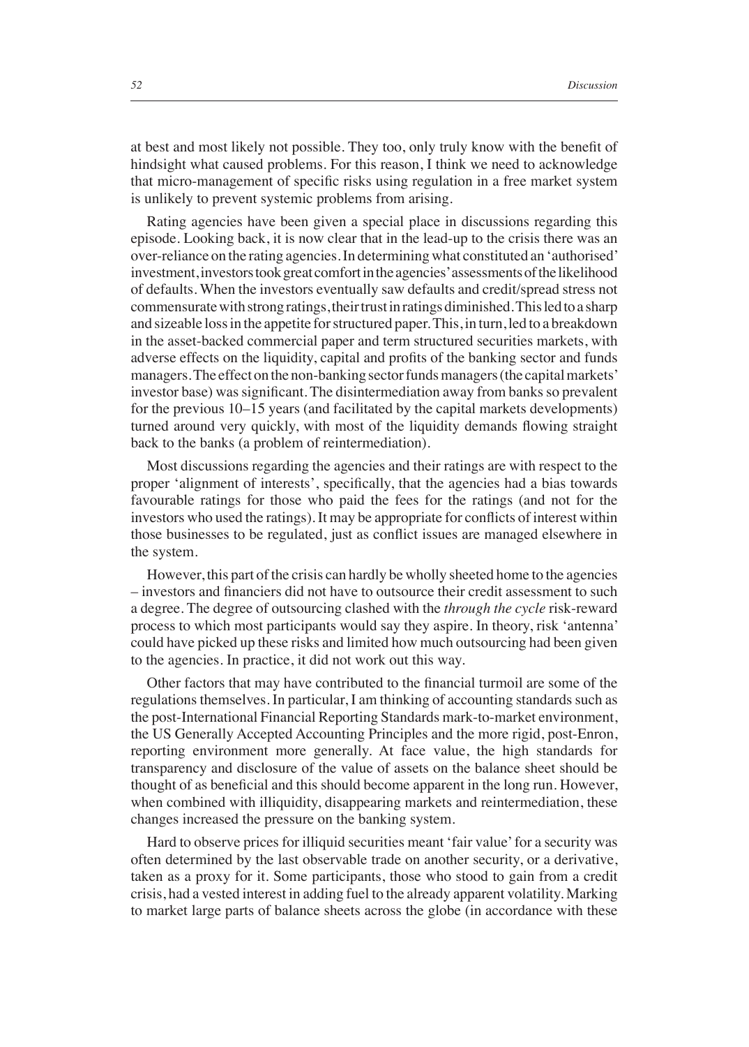at best and most likely not possible. They too, only truly know with the benefit of hindsight what caused problems. For this reason, I think we need to acknowledge that micro-management of specific risks using regulation in a free market system is unlikely to prevent systemic problems from arising.

Rating agencies have been given a special place in discussions regarding this episode. Looking back, it is now clear that in the lead-up to the crisis there was an over-reliance on the rating agencies. In determining what constituted an 'authorised' investment, investors took great comfort in the agencies' assessments of the likelihood of defaults. When the investors eventually saw defaults and credit/spread stress not commensurate with strong ratings, their trust in ratings diminished. This led to a sharp and sizeable loss in the appetite for structured paper. This, in turn, led to a breakdown in the asset-backed commercial paper and term structured securities markets, with adverse effects on the liquidity, capital and profits of the banking sector and funds managers. The effect on the non-banking sector funds managers (the capital markets' investor base) was significant. The disintermediation away from banks so prevalent for the previous 10–15 years (and facilitated by the capital markets developments) turned around very quickly, with most of the liquidity demands flowing straight back to the banks (a problem of reintermediation).

Most discussions regarding the agencies and their ratings are with respect to the proper 'alignment of interests', specifically, that the agencies had a bias towards favourable ratings for those who paid the fees for the ratings (and not for the investors who used the ratings). It may be appropriate for conflicts of interest within those businesses to be regulated, just as conflict issues are managed elsewhere in the system.

However, this part of the crisis can hardly be wholly sheeted home to the agencies – investors and financiers did not have to outsource their credit assessment to such a degree. The degree of outsourcing clashed with the *through the cycle* risk-reward process to which most participants would say they aspire. In theory, risk 'antenna' could have picked up these risks and limited how much outsourcing had been given to the agencies. In practice, it did not work out this way.

Other factors that may have contributed to the financial turmoil are some of the regulations themselves. In particular, I am thinking of accounting standards such as the post-International Financial Reporting Standards mark-to-market environment, the US Generally Accepted Accounting Principles and the more rigid, post-Enron, reporting environment more generally. At face value, the high standards for transparency and disclosure of the value of assets on the balance sheet should be thought of as beneficial and this should become apparent in the long run. However, when combined with illiquidity, disappearing markets and reintermediation, these changes increased the pressure on the banking system.

Hard to observe prices for illiquid securities meant 'fair value' for a security was often determined by the last observable trade on another security, or a derivative, taken as a proxy for it. Some participants, those who stood to gain from a credit crisis, had a vested interest in adding fuel to the already apparent volatility. Marking to market large parts of balance sheets across the globe (in accordance with these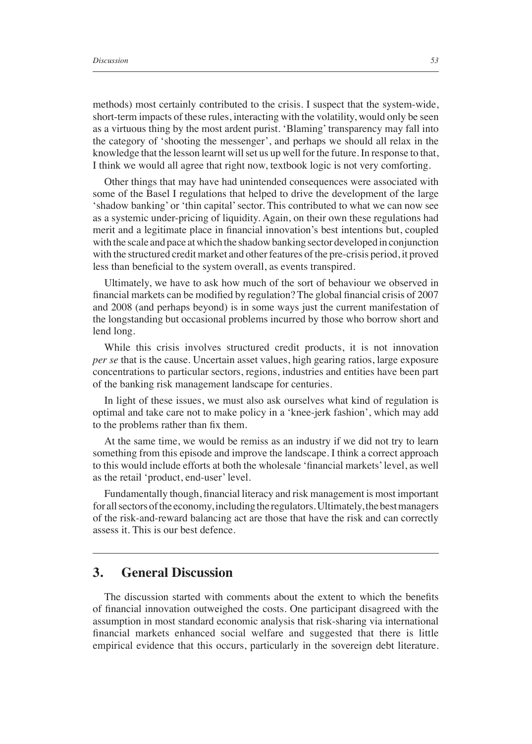methods) most certainly contributed to the crisis. I suspect that the system-wide, short-term impacts of these rules, interacting with the volatility, would only be seen as a virtuous thing by the most ardent purist. 'Blaming' transparency may fall into the category of 'shooting the messenger', and perhaps we should all relax in the knowledge that the lesson learnt will set us up well for the future. In response to that, I think we would all agree that right now, textbook logic is not very comforting.

Other things that may have had unintended consequences were associated with some of the Basel I regulations that helped to drive the development of the large 'shadow banking' or 'thin capital' sector. This contributed to what we can now see as a systemic under-pricing of liquidity. Again, on their own these regulations had merit and a legitimate place in financial innovation's best intentions but, coupled with the scale and pace at which the shadow banking sector developed in conjunction with the structured credit market and other features of the pre-crisis period, it proved less than beneficial to the system overall, as events transpired.

Ultimately, we have to ask how much of the sort of behaviour we observed in financial markets can be modified by regulation? The global financial crisis of 2007 and 2008 (and perhaps beyond) is in some ways just the current manifestation of the longstanding but occasional problems incurred by those who borrow short and lend long.

While this crisis involves structured credit products, it is not innovation *per se* that is the cause. Uncertain asset values, high gearing ratios, large exposure concentrations to particular sectors, regions, industries and entities have been part of the banking risk management landscape for centuries.

In light of these issues, we must also ask ourselves what kind of regulation is optimal and take care not to make policy in a 'knee-jerk fashion', which may add to the problems rather than fix them.

At the same time, we would be remiss as an industry if we did not try to learn something from this episode and improve the landscape. I think a correct approach to this would include efforts at both the wholesale 'financial markets' level, as well as the retail 'product, end-user' level.

Fundamentally though, financial literacy and risk management is most important for all sectors of the economy, including the regulators. Ultimately, the best managers of the risk-and-reward balancing act are those that have the risk and can correctly assess it. This is our best defence.

## 3. General Discussion

The discussion started with comments about the extent to which the benefits of financial innovation outweighed the costs. One participant disagreed with the assumption in most standard economic analysis that risk-sharing via international financial markets enhanced social welfare and suggested that there is little empirical evidence that this occurs, particularly in the sovereign debt literature.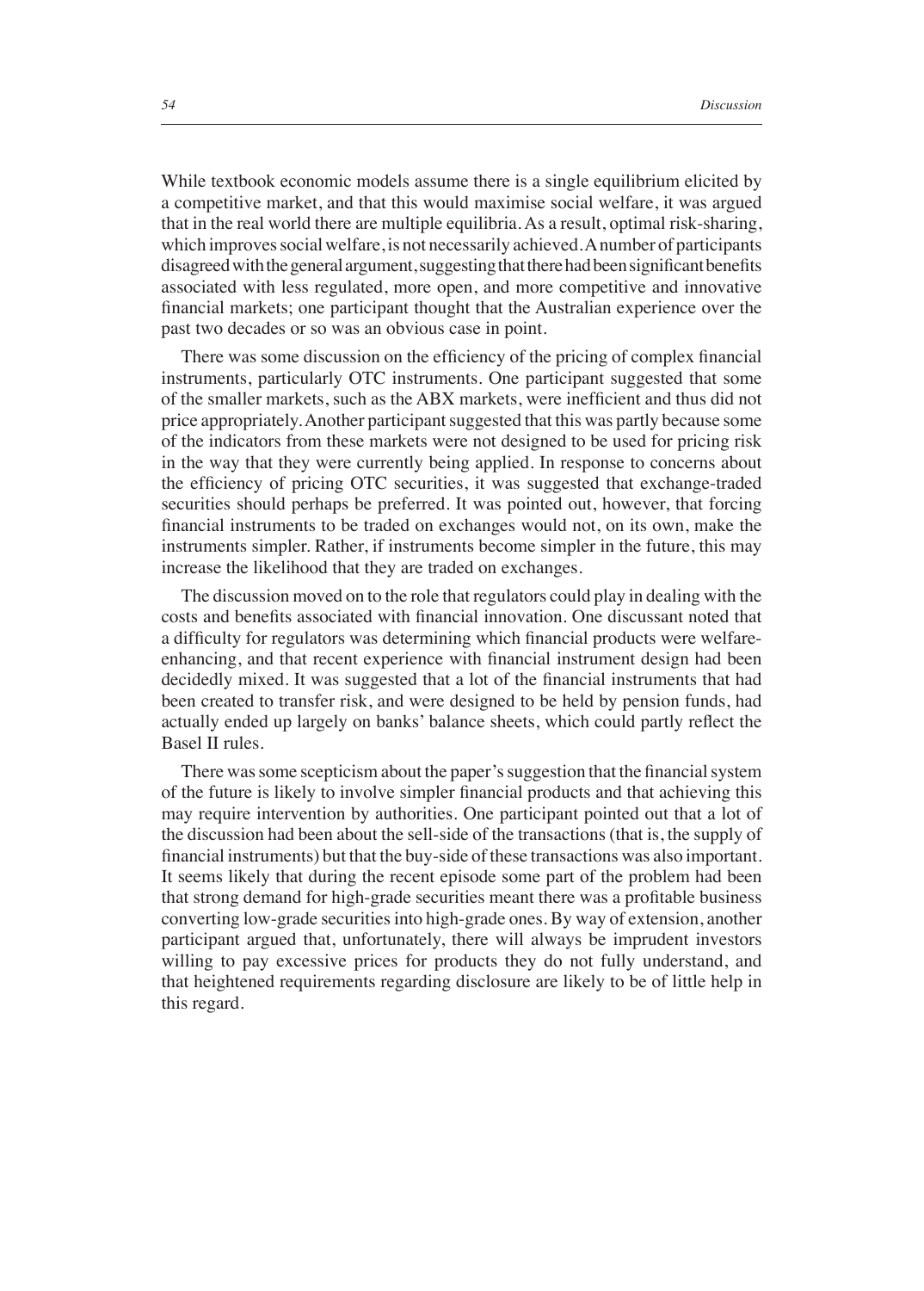While textbook economic models assume there is a single equilibrium elicited by a competitive market, and that this would maximise social welfare, it was argued that in the real world there are multiple equilibria. As a result, optimal risk-sharing, which improves social welfare, is not necessarily achieved. A number of participants disagreed with the general argument, suggesting that there had been significant benefits associated with less regulated, more open, and more competitive and innovative financial markets; one participant thought that the Australian experience over the past two decades or so was an obvious case in point.

There was some discussion on the efficiency of the pricing of complex financial instruments, particularly OTC instruments. One participant suggested that some of the smaller markets, such as the ABX markets, were inefficient and thus did not price appropriately. Another participant suggested that this was partly because some of the indicators from these markets were not designed to be used for pricing risk in the way that they were currently being applied. In response to concerns about the efficiency of pricing OTC securities, it was suggested that exchange-traded securities should perhaps be preferred. It was pointed out, however, that forcing financial instruments to be traded on exchanges would not, on its own, make the instruments simpler. Rather, if instruments become simpler in the future, this may increase the likelihood that they are traded on exchanges.

The discussion moved on to the role that regulators could play in dealing with the costs and benefits associated with financial innovation. One discussant noted that a difficulty for regulators was determining which financial products were welfare-enhancing, and that recent experience with financial instrument design had been decidedly mixed. It was suggested that a lot of the financial instruments that had been created to transfer risk, and were designed to be held by pension funds, had actually ended up largely on banks' balance sheets, which could partly reflect the Basel II rules.

There was some scepticism about the paper's suggestion that the financial system of the future is likely to involve simpler financial products and that achieving this may require intervention by authorities. One participant pointed out that a lot of the discussion had been about the sell-side of the transactions (that is, the supply of financial instruments) but that the buy-side of these transactions was also important. It seems likely that during the recent episode some part of the problem had been that strong demand for high-grade securities meant there was a profitable business converting low-grade securities into high-grade ones. By way of extension, another participant argued that, unfortunately, there will always be imprudent investors willing to pay excessive prices for products they do not fully understand, and that heightened requirements regarding disclosure are likely to be of little help in this regard.